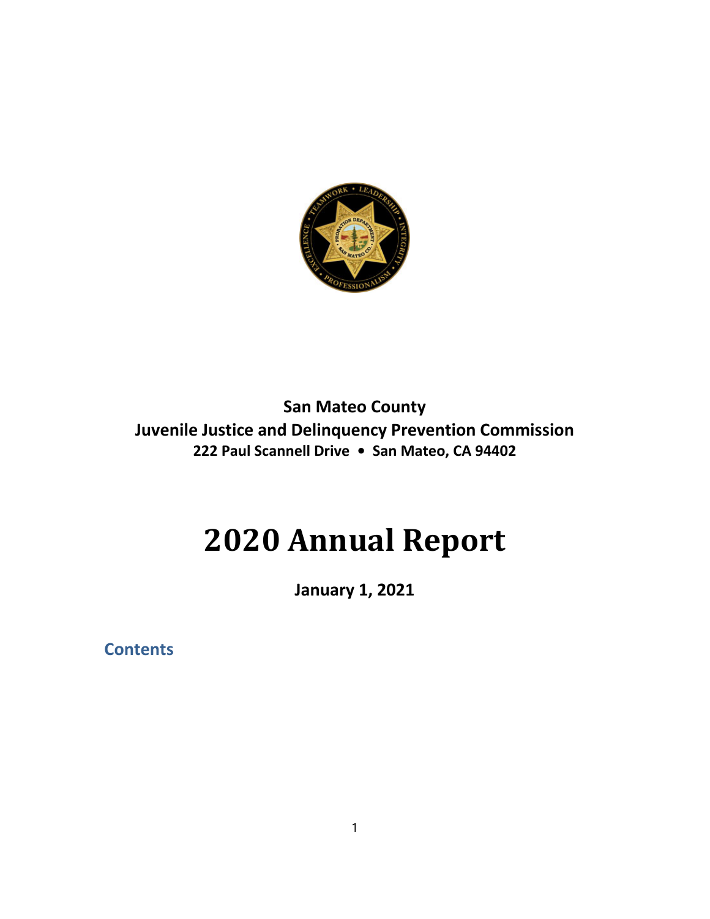**San Mateo County**
**Juvenile Justice and Delinquency Prevention Commission**
**222 Paul Scannell Drive • San Mateo, CA 94402**

# 2020 Annual Report

**January 1, 2021**

## Contents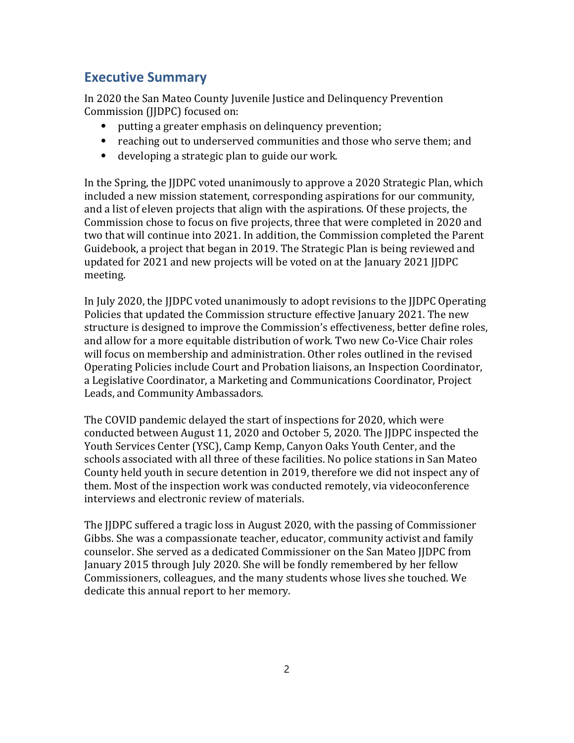## Executive Summary

In 2020 the San Mateo County Juvenile Justice and Delinquency Prevention Commission (JJDPC) focused on:

- putting a greater emphasis on delinquency prevention;
- reaching out to underserved communities and those who serve them; and
- developing a strategic plan to guide our work.

In the Spring, the JJDPC voted unanimously to approve a 2020 Strategic Plan, which included a new mission statement, corresponding aspirations for our community, and a list of eleven projects that align with the aspirations. Of these projects, the Commission chose to focus on five projects, three that were completed in 2020 and two that will continue into 2021. In addition, the Commission completed the Parent Guidebook, a project that began in 2019. The Strategic Plan is being reviewed and updated for 2021 and new projects will be voted on at the January 2021 JJDPC meeting.

In July 2020, the JJDPC voted unanimously to adopt revisions to the JJDPC Operating Policies that updated the Commission structure effective January 2021. The new structure is designed to improve the Commission's effectiveness, better define roles, and allow for a more equitable distribution of work. Two new Co-Vice Chair roles will focus on membership and administration. Other roles outlined in the revised Operating Policies include Court and Probation liaisons, an Inspection Coordinator, a Legislative Coordinator, a Marketing and Communications Coordinator, Project Leads, and Community Ambassadors.

The COVID pandemic delayed the start of inspections for 2020, which were conducted between August 11, 2020 and October 5, 2020. The JJDPC inspected the Youth Services Center (YSC), Camp Kemp, Canyon Oaks Youth Center, and the schools associated with all three of these facilities. No police stations in San Mateo County held youth in secure detention in 2019, therefore we did not inspect any of them. Most of the inspection work was conducted remotely, via videoconference interviews and electronic review of materials.

The JJDPC suffered a tragic loss in August 2020, with the passing of Commissioner Gibbs. She was a compassionate teacher, educator, community activist and family counselor. She served as a dedicated Commissioner on the San Mateo JJDPC from January 2015 through July 2020. She will be fondly remembered by her fellow Commissioners, colleagues, and the many students whose lives she touched. We dedicate this annual report to her memory.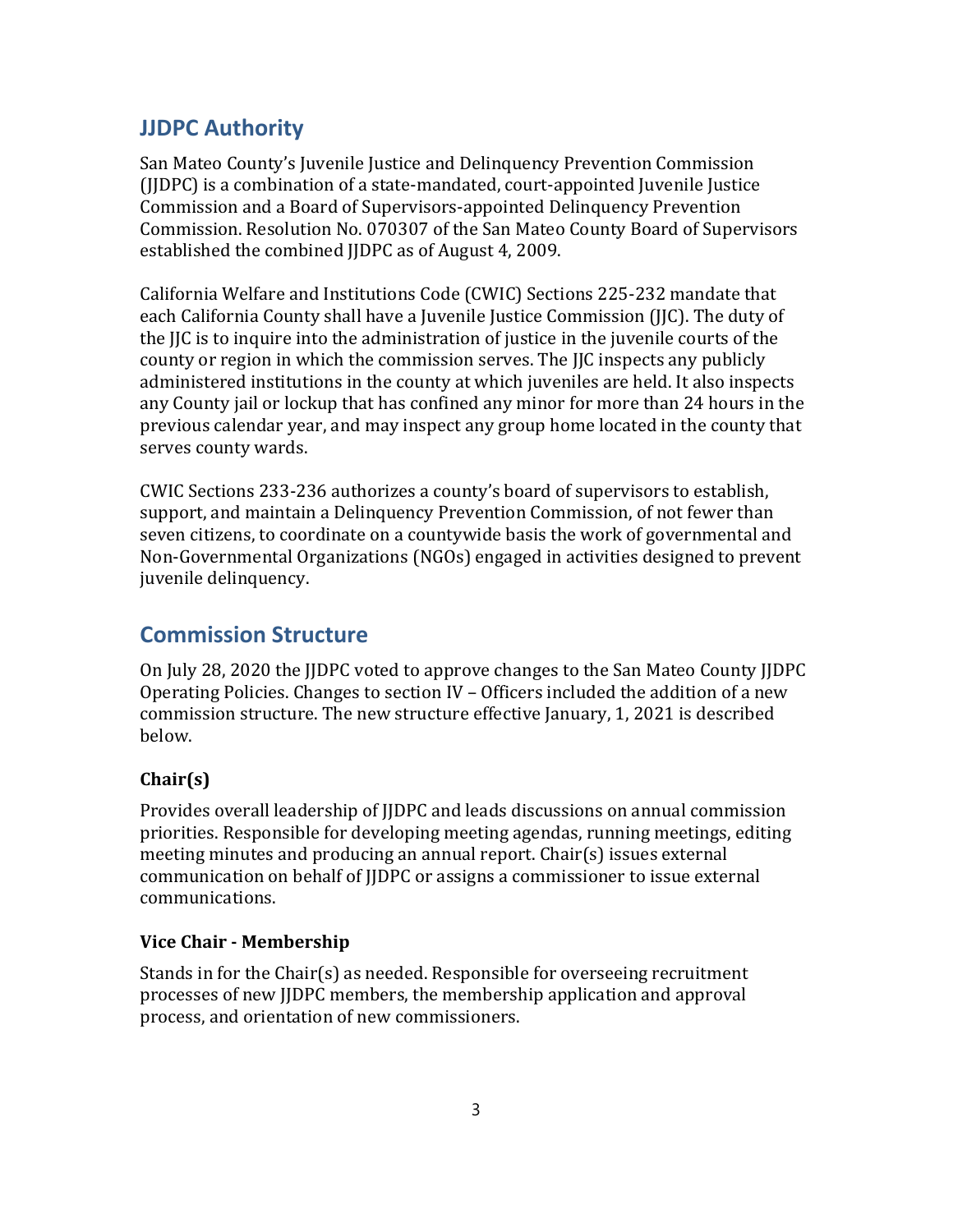## JJDPC Authority

San Mateo County's Juvenile Justice and Delinquency Prevention Commission (JJDPC) is a combination of a state-mandated, court-appointed Juvenile Justice Commission and a Board of Supervisors-appointed Delinquency Prevention Commission. Resolution No. 070307 of the San Mateo County Board of Supervisors established the combined JJDPC as of August 4, 2009.

California Welfare and Institutions Code (CWIC) Sections 225-232 mandate that each California County shall have a Juvenile Justice Commission (JJC). The duty of the JJC is to inquire into the administration of justice in the juvenile courts of the county or region in which the commission serves. The JJC inspects any publicly administered institutions in the county at which juveniles are held. It also inspects any County jail or lockup that has confined any minor for more than 24 hours in the previous calendar year, and may inspect any group home located in the county that serves county wards.

CWIC Sections 233-236 authorizes a county's board of supervisors to establish, support, and maintain a Delinquency Prevention Commission, of not fewer than seven citizens, to coordinate on a countywide basis the work of governmental and Non-Governmental Organizations (NGOs) engaged in activities designed to prevent juvenile delinquency.

## Commission Structure

On July 28, 2020 the JJDPC voted to approve changes to the San Mateo County JJDPC Operating Policies. Changes to section IV – Officers included the addition of a new commission structure. The new structure effective January, 1, 2021 is described below.

### Chair(s)

Provides overall leadership of JJDPC and leads discussions on annual commission priorities. Responsible for developing meeting agendas, running meetings, editing meeting minutes and producing an annual report. Chair(s) issues external communication on behalf of JJDPC or assigns a commissioner to issue external communications.

### Vice Chair - Membership

Stands in for the Chair(s) as needed. Responsible for overseeing recruitment processes of new JJDPC members, the membership application and approval process, and orientation of new commissioners.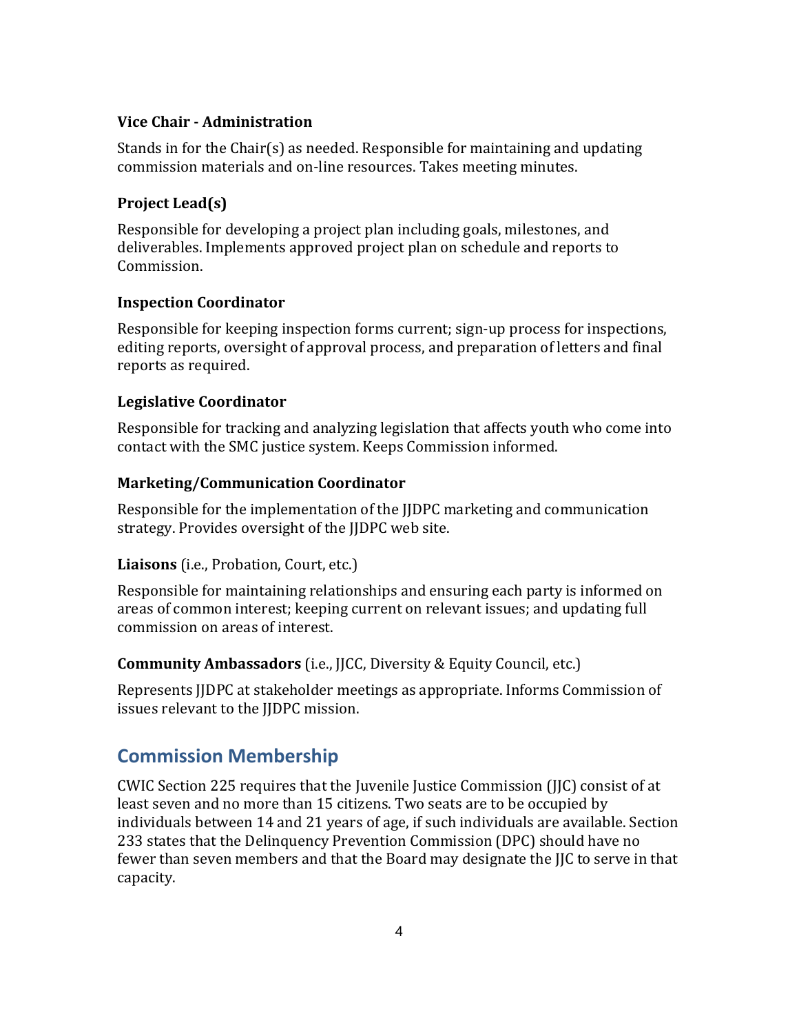### Vice Chair - Administration

Stands in for the Chair(s) as needed. Responsible for maintaining and updating commission materials and on-line resources. Takes meeting minutes.

### Project Lead(s)

Responsible for developing a project plan including goals, milestones, and deliverables. Implements approved project plan on schedule and reports to Commission.

### Inspection Coordinator

Responsible for keeping inspection forms current; sign-up process for inspections, editing reports, oversight of approval process, and preparation of letters and final reports as required.

### Legislative Coordinator

Responsible for tracking and analyzing legislation that affects youth who come into contact with the SMC justice system. Keeps Commission informed.

### Marketing/Communication Coordinator

Responsible for the implementation of the JJDPC marketing and communication strategy. Provides oversight of the JJDPC web site.

**Liaisons** (i.e., Probation, Court, etc.)

Responsible for maintaining relationships and ensuring each party is informed on areas of common interest; keeping current on relevant issues; and updating full commission on areas of interest.

**Community Ambassadors** (i.e., JJCC, Diversity & Equity Council, etc.)

Represents JJDPC at stakeholder meetings as appropriate. Informs Commission of issues relevant to the JJDPC mission.

## Commission Membership

CWIC Section 225 requires that the Juvenile Justice Commission (JJC) consist of at least seven and no more than 15 citizens. Two seats are to be occupied by individuals between 14 and 21 years of age, if such individuals are available. Section 233 states that the Delinquency Prevention Commission (DPC) should have no fewer than seven members and that the Board may designate the JJC to serve in that capacity.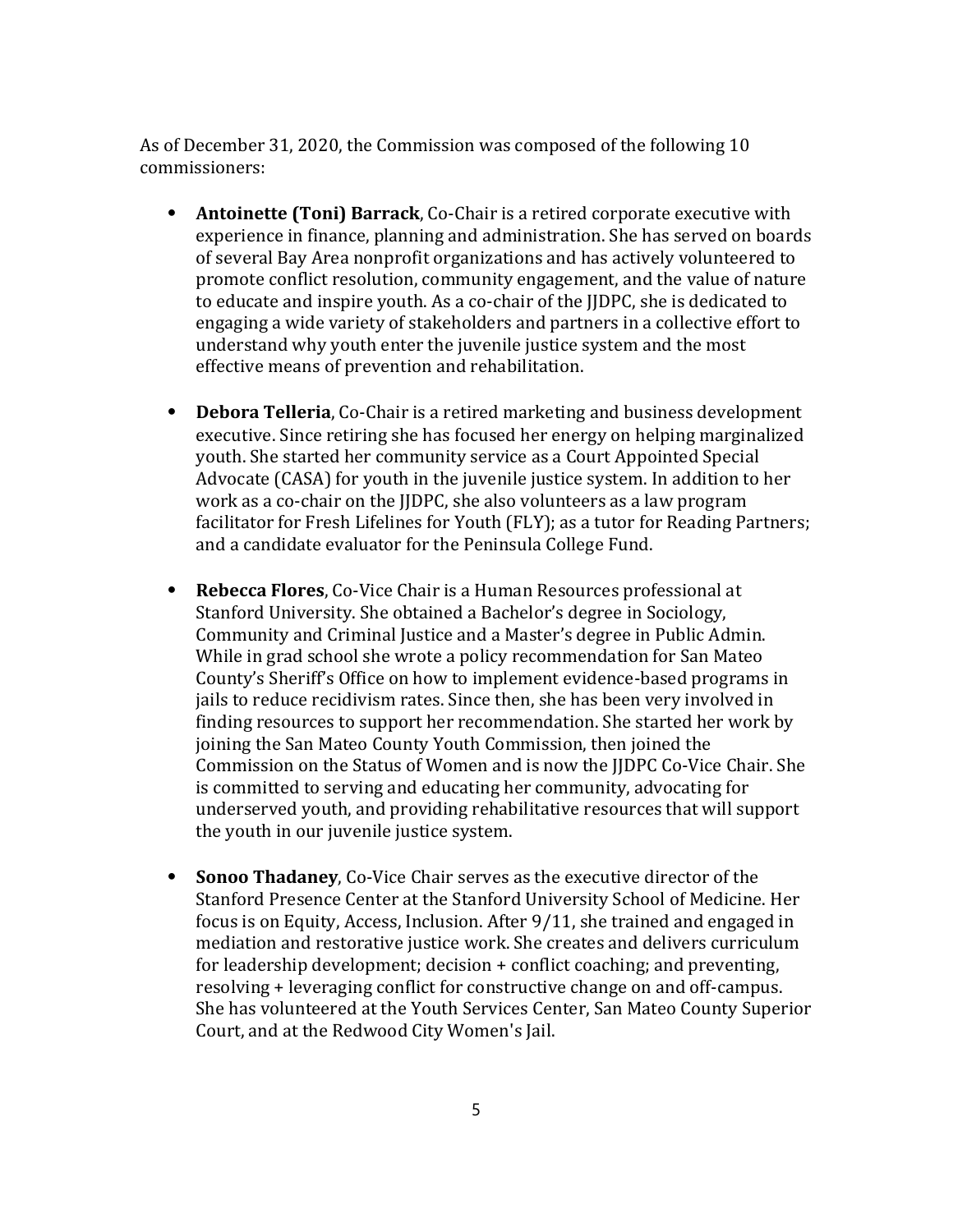As of December 31, 2020, the Commission was composed of the following 10 commissioners:

- **Antoinette (Toni) Barrack**, Co-Chair is a retired corporate executive with experience in finance, planning and administration. She has served on boards of several Bay Area nonprofit organizations and has actively volunteered to promote conflict resolution, community engagement, and the value of nature to educate and inspire youth. As a co-chair of the JJDPC, she is dedicated to engaging a wide variety of stakeholders and partners in a collective effort to understand why youth enter the juvenile justice system and the most effective means of prevention and rehabilitation.

- **Debora Telleria**, Co-Chair is a retired marketing and business development executive. Since retiring she has focused her energy on helping marginalized youth. She started her community service as a Court Appointed Special Advocate (CASA) for youth in the juvenile justice system. In addition to her work as a co-chair on the JJDPC, she also volunteers as a law program facilitator for Fresh Lifelines for Youth (FLY); as a tutor for Reading Partners; and a candidate evaluator for the Peninsula College Fund.

- **Rebecca Flores**, Co-Vice Chair is a Human Resources professional at Stanford University. She obtained a Bachelor's degree in Sociology, Community and Criminal Justice and a Master's degree in Public Admin. While in grad school she wrote a policy recommendation for San Mateo County's Sheriff's Office on how to implement evidence-based programs in jails to reduce recidivism rates. Since then, she has been very involved in finding resources to support her recommendation. She started her work by joining the San Mateo County Youth Commission, then joined the Commission on the Status of Women and is now the JJDPC Co-Vice Chair. She is committed to serving and educating her community, advocating for underserved youth, and providing rehabilitative resources that will support the youth in our juvenile justice system.

- **Sonoo Thadaney**, Co-Vice Chair serves as the executive director of the Stanford Presence Center at the Stanford University School of Medicine. Her focus is on Equity, Access, Inclusion. After 9/11, she trained and engaged in mediation and restorative justice work. She creates and delivers curriculum for leadership development; decision + conflict coaching; and preventing, resolving + leveraging conflict for constructive change on and off-campus. She has volunteered at the Youth Services Center, San Mateo County Superior Court, and at the Redwood City Women's Jail.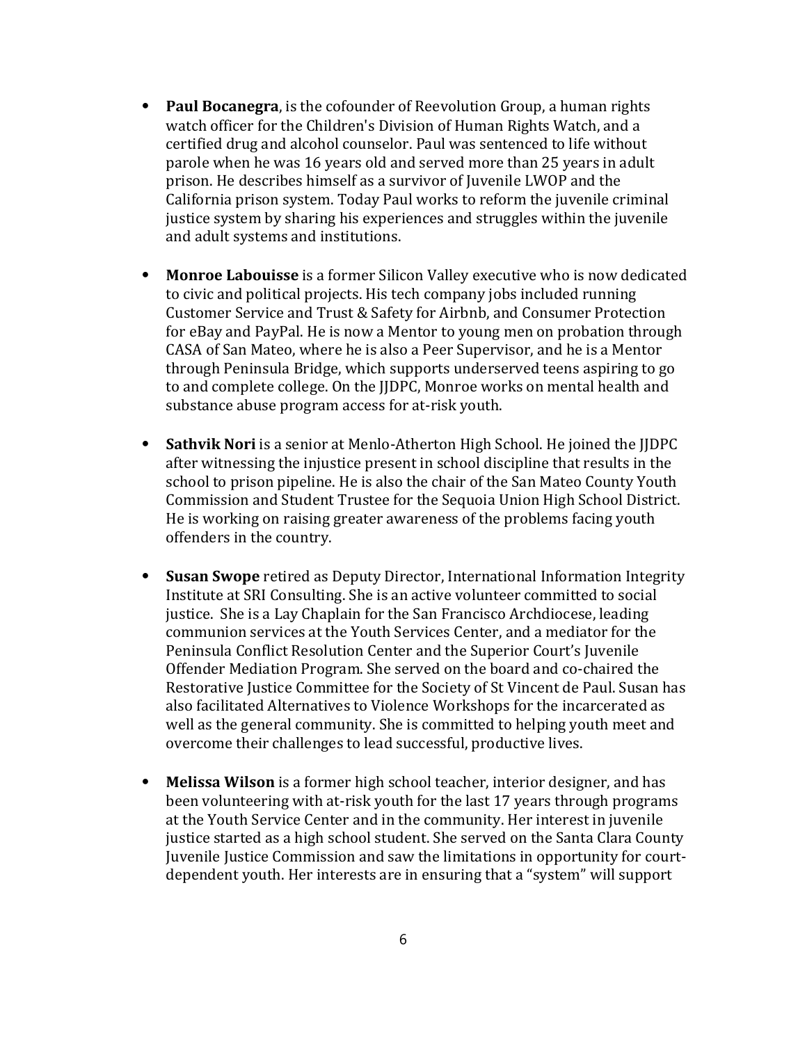- **Paul Bocanegra**, is the cofounder of Reevolution Group, a human rights watch officer for the Children's Division of Human Rights Watch, and a certified drug and alcohol counselor. Paul was sentenced to life without parole when he was 16 years old and served more than 25 years in adult prison. He describes himself as a survivor of Juvenile LWOP and the California prison system. Today Paul works to reform the juvenile criminal justice system by sharing his experiences and struggles within the juvenile and adult systems and institutions.

- **Monroe Labouisse** is a former Silicon Valley executive who is now dedicated to civic and political projects. His tech company jobs included running Customer Service and Trust & Safety for Airbnb, and Consumer Protection for eBay and PayPal. He is now a Mentor to young men on probation through CASA of San Mateo, where he is also a Peer Supervisor, and he is a Mentor through Peninsula Bridge, which supports underserved teens aspiring to go to and complete college. On the JJDPC, Monroe works on mental health and substance abuse program access for at-risk youth.

- **Sathvik Nori** is a senior at Menlo-Atherton High School. He joined the JJDPC after witnessing the injustice present in school discipline that results in the school to prison pipeline. He is also the chair of the San Mateo County Youth Commission and Student Trustee for the Sequoia Union High School District. He is working on raising greater awareness of the problems facing youth offenders in the country.

- **Susan Swope** retired as Deputy Director, International Information Integrity Institute at SRI Consulting. She is an active volunteer committed to social justice. She is a Lay Chaplain for the San Francisco Archdiocese, leading communion services at the Youth Services Center, and a mediator for the Peninsula Conflict Resolution Center and the Superior Court's Juvenile Offender Mediation Program. She served on the board and co-chaired the Restorative Justice Committee for the Society of St Vincent de Paul. Susan has also facilitated Alternatives to Violence Workshops for the incarcerated as well as the general community. She is committed to helping youth meet and overcome their challenges to lead successful, productive lives.

- **Melissa Wilson** is a former high school teacher, interior designer, and has been volunteering with at-risk youth for the last 17 years through programs at the Youth Service Center and in the community. Her interest in juvenile justice started as a high school student. She served on the Santa Clara County Juvenile Justice Commission and saw the limitations in opportunity for court-dependent youth. Her interests are in ensuring that a "system" will support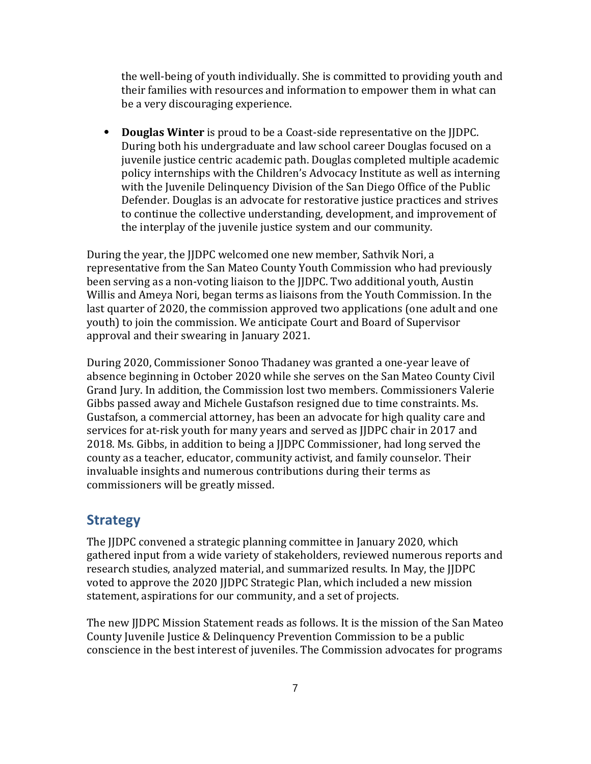the well-being of youth individually. She is committed to providing youth and their families with resources and information to empower them in what can be a very discouraging experience.

- **Douglas Winter** is proud to be a Coast-side representative on the JJDPC. During both his undergraduate and law school career Douglas focused on a juvenile justice centric academic path. Douglas completed multiple academic policy internships with the Children's Advocacy Institute as well as interning with the Juvenile Delinquency Division of the San Diego Office of the Public Defender. Douglas is an advocate for restorative justice practices and strives to continue the collective understanding, development, and improvement of the interplay of the juvenile justice system and our community.

During the year, the JJDPC welcomed one new member, Sathvik Nori, a representative from the San Mateo County Youth Commission who had previously been serving as a non-voting liaison to the JJDPC. Two additional youth, Austin Willis and Ameya Nori, began terms as liaisons from the Youth Commission. In the last quarter of 2020, the commission approved two applications (one adult and one youth) to join the commission. We anticipate Court and Board of Supervisor approval and their swearing in January 2021.

During 2020, Commissioner Sonoo Thadaney was granted a one-year leave of absence beginning in October 2020 while she serves on the San Mateo County Civil Grand Jury. In addition, the Commission lost two members. Commissioners Valerie Gibbs passed away and Michele Gustafson resigned due to time constraints. Ms. Gustafson, a commercial attorney, has been an advocate for high quality care and services for at-risk youth for many years and served as JJDPC chair in 2017 and 2018. Ms. Gibbs, in addition to being a JJDPC Commissioner, had long served the county as a teacher, educator, community activist, and family counselor. Their invaluable insights and numerous contributions during their terms as commissioners will be greatly missed.

## Strategy

The JJDPC convened a strategic planning committee in January 2020, which gathered input from a wide variety of stakeholders, reviewed numerous reports and research studies, analyzed material, and summarized results. In May, the JJDPC voted to approve the 2020 JJDPC Strategic Plan, which included a new mission statement, aspirations for our community, and a set of projects.

The new JJDPC Mission Statement reads as follows. It is the mission of the San Mateo County Juvenile Justice & Delinquency Prevention Commission to be a public conscience in the best interest of juveniles. The Commission advocates for programs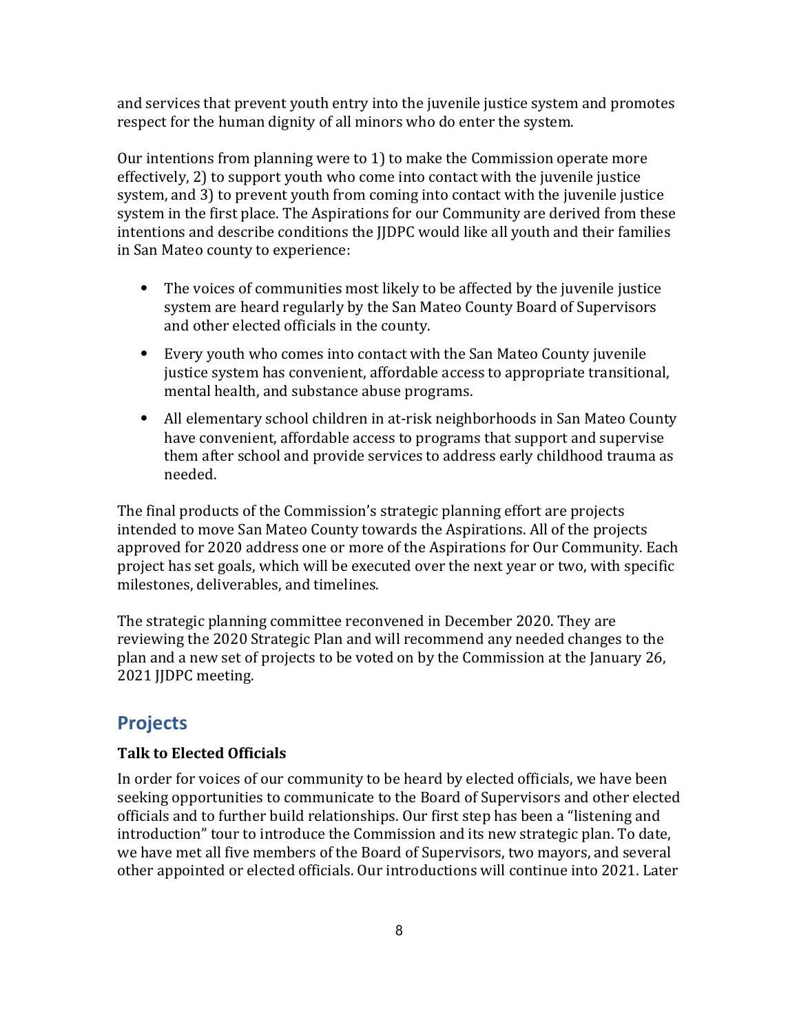and services that prevent youth entry into the juvenile justice system and promotes respect for the human dignity of all minors who do enter the system.

Our intentions from planning were to 1) to make the Commission operate more effectively, 2) to support youth who come into contact with the juvenile justice system, and 3) to prevent youth from coming into contact with the juvenile justice system in the first place. The Aspirations for our Community are derived from these intentions and describe conditions the JJDPC would like all youth and their families in San Mateo county to experience:

- The voices of communities most likely to be affected by the juvenile justice system are heard regularly by the San Mateo County Board of Supervisors and other elected officials in the county.
- Every youth who comes into contact with the San Mateo County juvenile justice system has convenient, affordable access to appropriate transitional, mental health, and substance abuse programs.
- All elementary school children in at-risk neighborhoods in San Mateo County have convenient, affordable access to programs that support and supervise them after school and provide services to address early childhood trauma as needed.

The final products of the Commission's strategic planning effort are projects intended to move San Mateo County towards the Aspirations. All of the projects approved for 2020 address one or more of the Aspirations for Our Community. Each project has set goals, which will be executed over the next year or two, with specific milestones, deliverables, and timelines.

The strategic planning committee reconvened in December 2020. They are reviewing the 2020 Strategic Plan and will recommend any needed changes to the plan and a new set of projects to be voted on by the Commission at the January 26, 2021 JJDPC meeting.

## Projects

**Talk to Elected Officials**

In order for voices of our community to be heard by elected officials, we have been seeking opportunities to communicate to the Board of Supervisors and other elected officials and to further build relationships. Our first step has been a "listening and introduction" tour to introduce the Commission and its new strategic plan. To date, we have met all five members of the Board of Supervisors, two mayors, and several other appointed or elected officials. Our introductions will continue into 2021. Later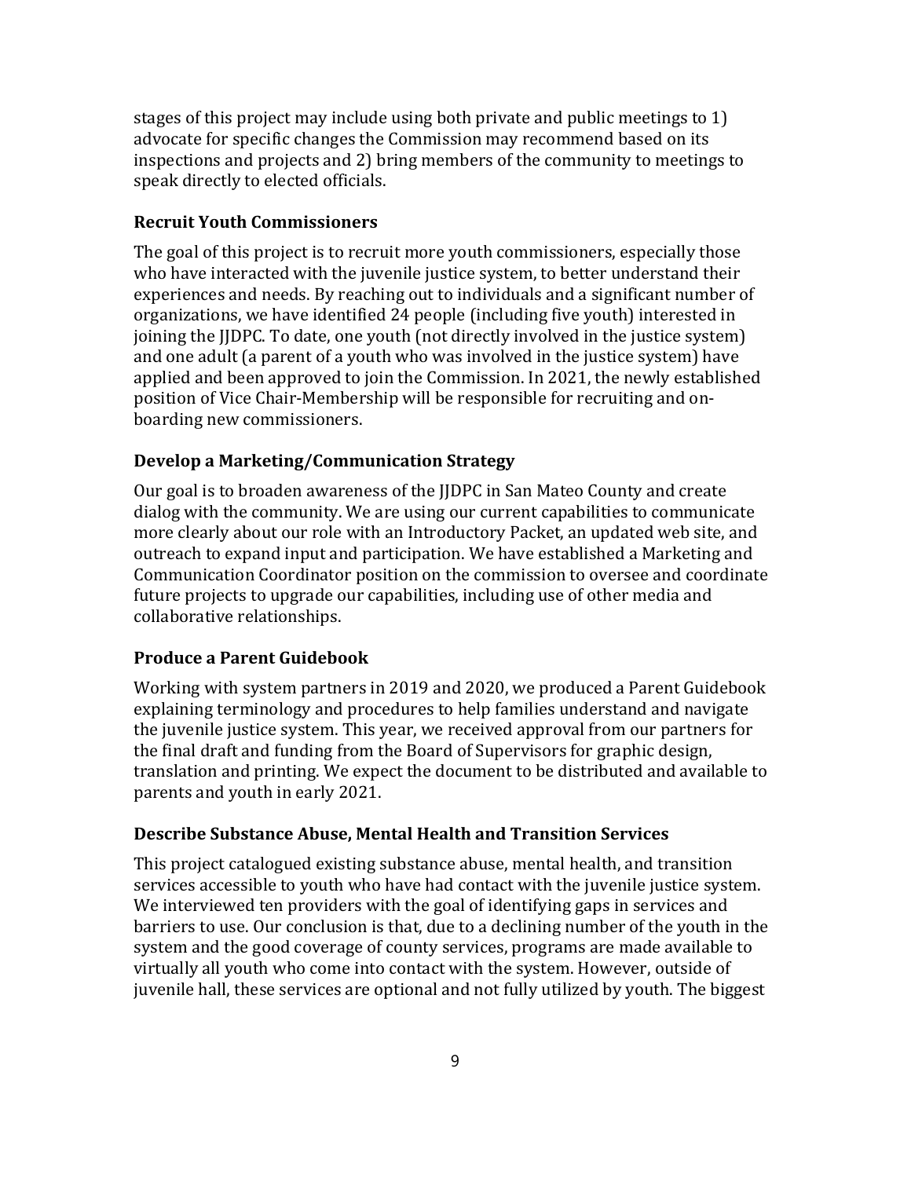stages of this project may include using both private and public meetings to 1) advocate for specific changes the Commission may recommend based on its inspections and projects and 2) bring members of the community to meetings to speak directly to elected officials.

### Recruit Youth Commissioners

The goal of this project is to recruit more youth commissioners, especially those who have interacted with the juvenile justice system, to better understand their experiences and needs. By reaching out to individuals and a significant number of organizations, we have identified 24 people (including five youth) interested in joining the JJDPC. To date, one youth (not directly involved in the justice system) and one adult (a parent of a youth who was involved in the justice system) have applied and been approved to join the Commission. In 2021, the newly established position of Vice Chair-Membership will be responsible for recruiting and on-boarding new commissioners.

### Develop a Marketing/Communication Strategy

Our goal is to broaden awareness of the JJDPC in San Mateo County and create dialog with the community. We are using our current capabilities to communicate more clearly about our role with an Introductory Packet, an updated web site, and outreach to expand input and participation. We have established a Marketing and Communication Coordinator position on the commission to oversee and coordinate future projects to upgrade our capabilities, including use of other media and collaborative relationships.

### Produce a Parent Guidebook

Working with system partners in 2019 and 2020, we produced a Parent Guidebook explaining terminology and procedures to help families understand and navigate the juvenile justice system. This year, we received approval from our partners for the final draft and funding from the Board of Supervisors for graphic design, translation and printing. We expect the document to be distributed and available to parents and youth in early 2021.

### Describe Substance Abuse, Mental Health and Transition Services

This project catalogued existing substance abuse, mental health, and transition services accessible to youth who have had contact with the juvenile justice system. We interviewed ten providers with the goal of identifying gaps in services and barriers to use. Our conclusion is that, due to a declining number of the youth in the system and the good coverage of county services, programs are made available to virtually all youth who come into contact with the system. However, outside of juvenile hall, these services are optional and not fully utilized by youth. The biggest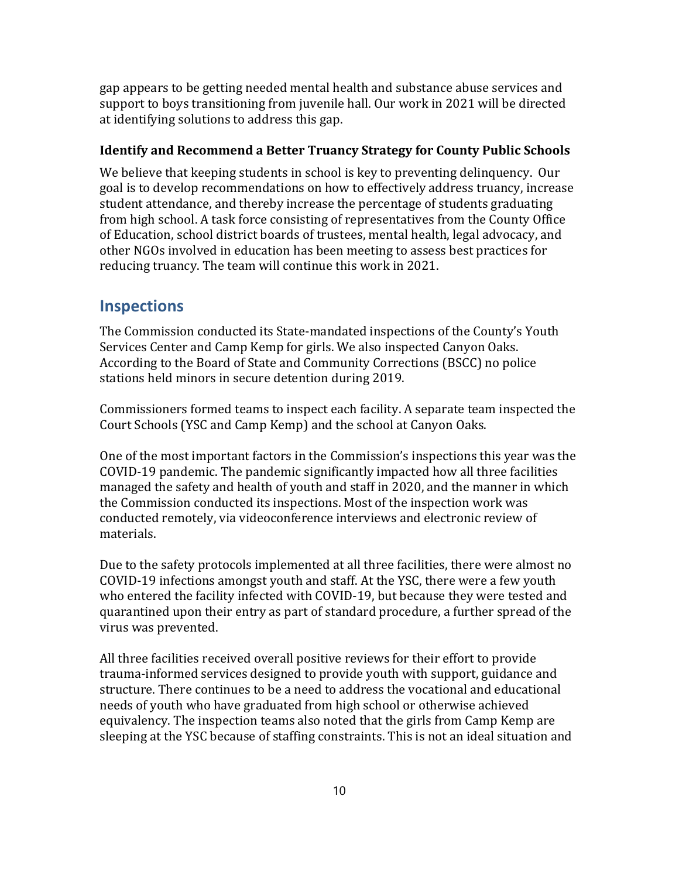gap appears to be getting needed mental health and substance abuse services and support to boys transitioning from juvenile hall. Our work in 2021 will be directed at identifying solutions to address this gap.

**Identify and Recommend a Better Truancy Strategy for County Public Schools**

We believe that keeping students in school is key to preventing delinquency. Our goal is to develop recommendations on how to effectively address truancy, increase student attendance, and thereby increase the percentage of students graduating from high school. A task force consisting of representatives from the County Office of Education, school district boards of trustees, mental health, legal advocacy, and other NGOs involved in education has been meeting to assess best practices for reducing truancy. The team will continue this work in 2021.

## Inspections

The Commission conducted its State-mandated inspections of the County's Youth Services Center and Camp Kemp for girls. We also inspected Canyon Oaks. According to the Board of State and Community Corrections (BSCC) no police stations held minors in secure detention during 2019.

Commissioners formed teams to inspect each facility. A separate team inspected the Court Schools (YSC and Camp Kemp) and the school at Canyon Oaks.

One of the most important factors in the Commission's inspections this year was the COVID-19 pandemic. The pandemic significantly impacted how all three facilities managed the safety and health of youth and staff in 2020, and the manner in which the Commission conducted its inspections. Most of the inspection work was conducted remotely, via videoconference interviews and electronic review of materials.

Due to the safety protocols implemented at all three facilities, there were almost no COVID-19 infections amongst youth and staff. At the YSC, there were a few youth who entered the facility infected with COVID-19, but because they were tested and quarantined upon their entry as part of standard procedure, a further spread of the virus was prevented.

All three facilities received overall positive reviews for their effort to provide trauma-informed services designed to provide youth with support, guidance and structure. There continues to be a need to address the vocational and educational needs of youth who have graduated from high school or otherwise achieved equivalency. The inspection teams also noted that the girls from Camp Kemp are sleeping at the YSC because of staffing constraints. This is not an ideal situation and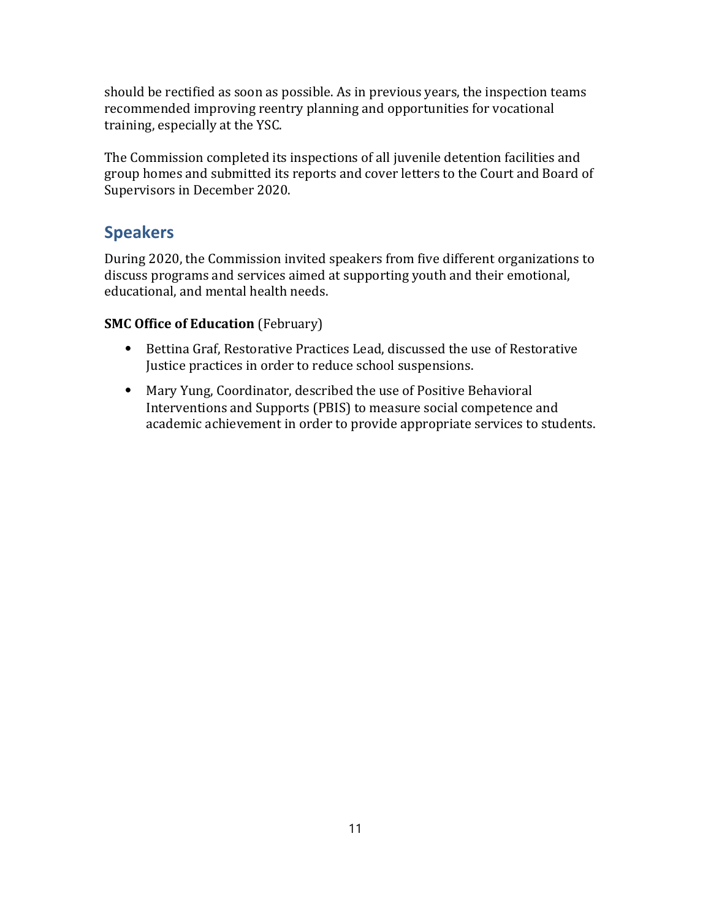should be rectified as soon as possible. As in previous years, the inspection teams recommended improving reentry planning and opportunities for vocational training, especially at the YSC.

The Commission completed its inspections of all juvenile detention facilities and group homes and submitted its reports and cover letters to the Court and Board of Supervisors in December 2020.

## Speakers

During 2020, the Commission invited speakers from five different organizations to discuss programs and services aimed at supporting youth and their emotional, educational, and mental health needs.

**SMC Office of Education** (February)

- Bettina Graf, Restorative Practices Lead, discussed the use of Restorative Justice practices in order to reduce school suspensions.
- Mary Yung, Coordinator, described the use of Positive Behavioral Interventions and Supports (PBIS) to measure social competence and academic achievement in order to provide appropriate services to students.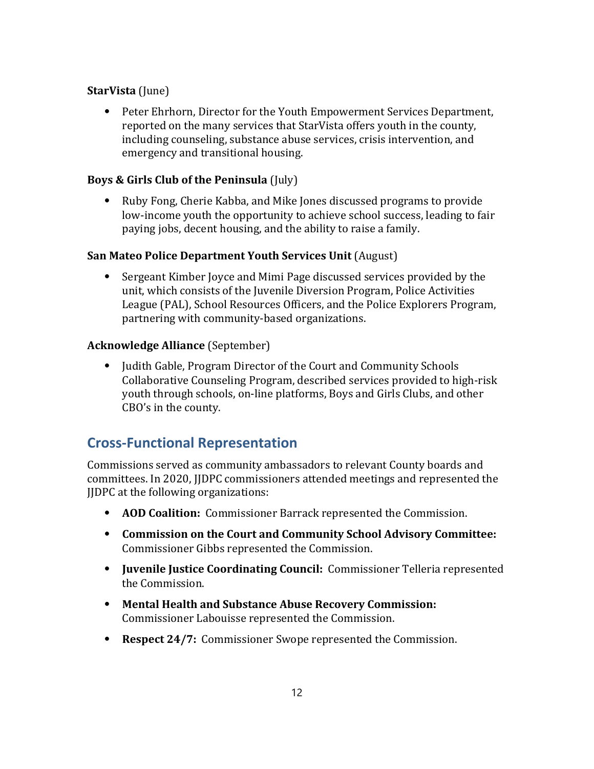**StarVista** (June)

- Peter Ehrhorn, Director for the Youth Empowerment Services Department, reported on the many services that StarVista offers youth in the county, including counseling, substance abuse services, crisis intervention, and emergency and transitional housing.

**Boys & Girls Club of the Peninsula** (July)

- Ruby Fong, Cherie Kabba, and Mike Jones discussed programs to provide low-income youth the opportunity to achieve school success, leading to fair paying jobs, decent housing, and the ability to raise a family.

**San Mateo Police Department Youth Services Unit** (August)

- Sergeant Kimber Joyce and Mimi Page discussed services provided by the unit, which consists of the Juvenile Diversion Program, Police Activities League (PAL), School Resources Officers, and the Police Explorers Program, partnering with community-based organizations.

**Acknowledge Alliance** (September)

- Judith Gable, Program Director of the Court and Community Schools Collaborative Counseling Program, described services provided to high-risk youth through schools, on-line platforms, Boys and Girls Clubs, and other CBO's in the county.

## Cross-Functional Representation

Commissions served as community ambassadors to relevant County boards and committees. In 2020, JJDPC commissioners attended meetings and represented the JJDPC at the following organizations:

- **AOD Coalition:** Commissioner Barrack represented the Commission.
- **Commission on the Court and Community School Advisory Committee:** Commissioner Gibbs represented the Commission.
- **Juvenile Justice Coordinating Council:** Commissioner Telleria represented the Commission.
- **Mental Health and Substance Abuse Recovery Commission:** Commissioner Labouisse represented the Commission.
- **Respect 24/7:** Commissioner Swope represented the Commission.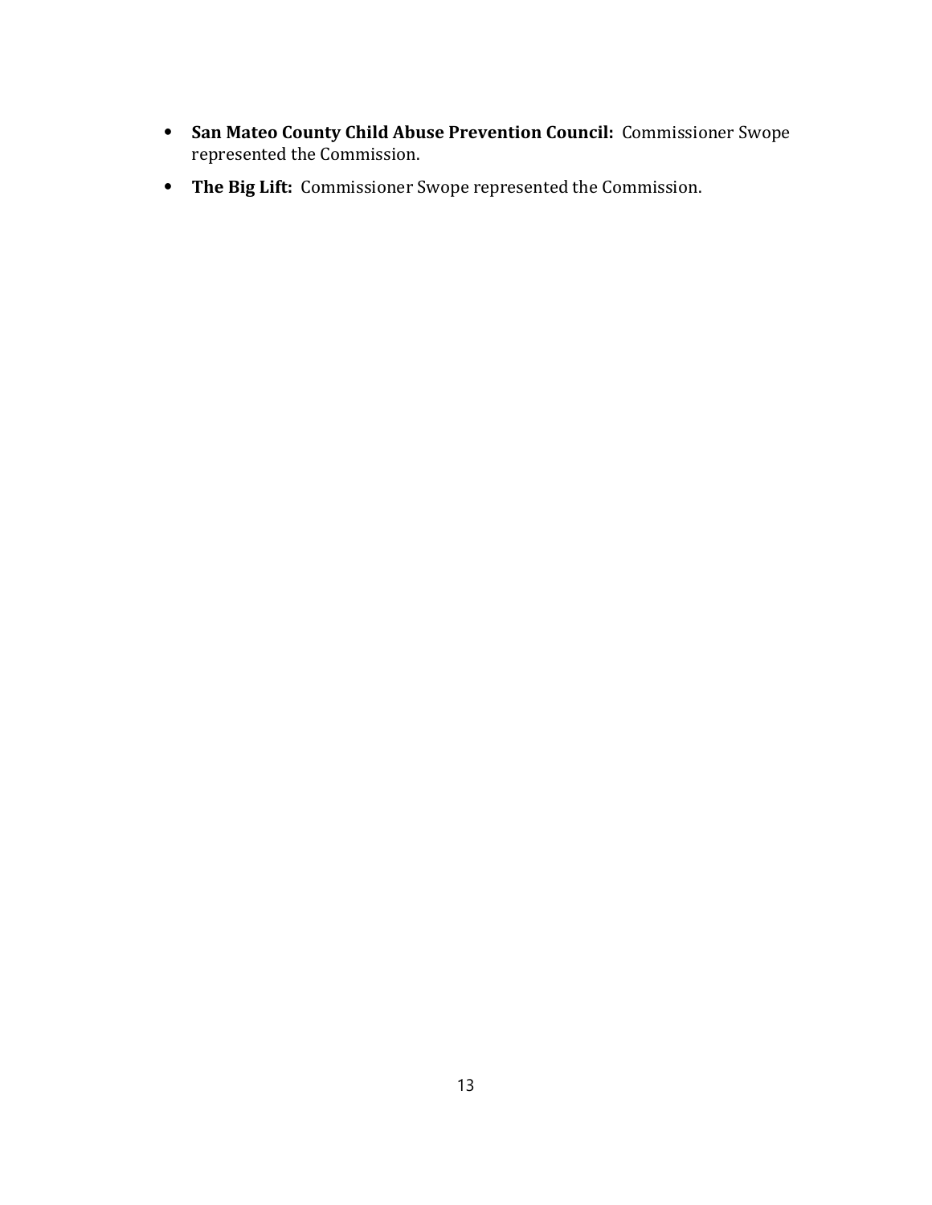- **San Mateo County Child Abuse Prevention Council:** Commissioner Swope represented the Commission.
- **The Big Lift:** Commissioner Swope represented the Commission.